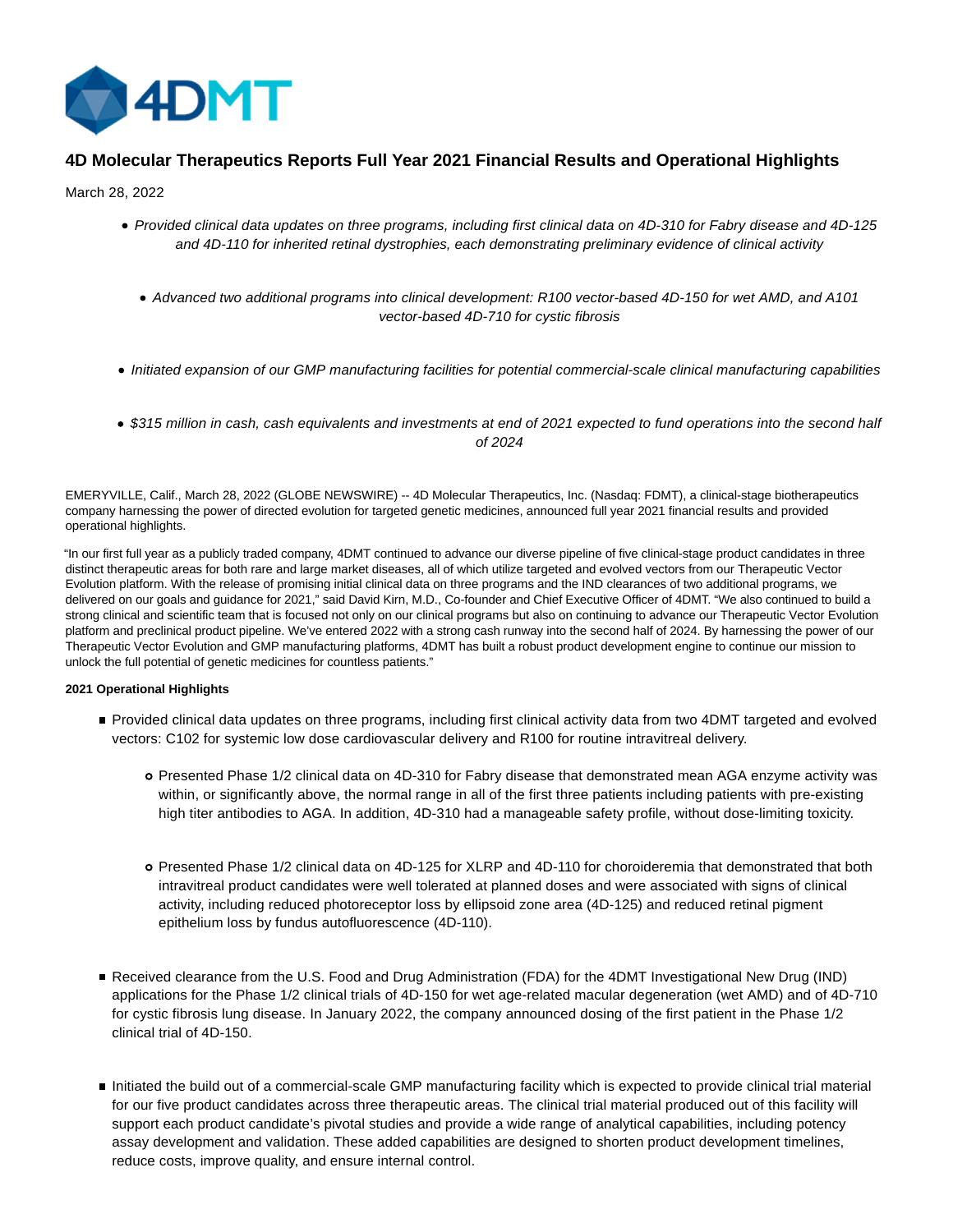# 4D Molecular Therapeutics Reports Full Year 2021 Financial Results and Operational Highlights

March 28, 2022

- *Provided clinical data updates on three programs, including first clinical data on 4D-310 for Fabry disease and 4D-125 and 4D-110 for inherited retinal dystrophies, each demonstrating preliminary evidence of clinical activity*
- *Advanced two additional programs into clinical development: R100 vector-based 4D-150 for wet AMD, and A101 vector-based 4D-710 for cystic fibrosis*
- *Initiated expansion of our GMP manufacturing facilities for potential commercial-scale clinical manufacturing capabilities*
- *$315 million in cash, cash equivalents and investments at end of 2021 expected to fund operations into the second half of 2024*

EMERYVILLE, Calif., March 28, 2022 (GLOBE NEWSWIRE) -- 4D Molecular Therapeutics, Inc. (Nasdaq: FDMT), a clinical-stage biotherapeutics company harnessing the power of directed evolution for targeted genetic medicines, announced full year 2021 financial results and provided operational highlights.

"In our first full year as a publicly traded company, 4DMT continued to advance our diverse pipeline of five clinical-stage product candidates in three distinct therapeutic areas for both rare and large market diseases, all of which utilize targeted and evolved vectors from our Therapeutic Vector Evolution platform. With the release of promising initial clinical data on three programs and the IND clearances of two additional programs, we delivered on our goals and guidance for 2021," said David Kirn, M.D., Co-founder and Chief Executive Officer of 4DMT. "We also continued to build a strong clinical and scientific team that is focused not only on our clinical programs but also on continuing to advance our Therapeutic Vector Evolution platform and preclinical product pipeline. We've entered 2022 with a strong cash runway into the second half of 2024. By harnessing the power of our Therapeutic Vector Evolution and GMP manufacturing platforms, 4DMT has built a robust product development engine to continue our mission to unlock the full potential of genetic medicines for countless patients."

**2021 Operational Highlights**

- Provided clinical data updates on three programs, including first clinical activity data from two 4DMT targeted and evolved vectors: C102 for systemic low dose cardiovascular delivery and R100 for routine intravitreal delivery.
  - Presented Phase 1/2 clinical data on 4D-310 for Fabry disease that demonstrated mean AGA enzyme activity was within, or significantly above, the normal range in all of the first three patients including patients with pre-existing high titer antibodies to AGA. In addition, 4D-310 had a manageable safety profile, without dose-limiting toxicity.
  - Presented Phase 1/2 clinical data on 4D-125 for XLRP and 4D-110 for choroideremia that demonstrated that both intravitreal product candidates were well tolerated at planned doses and were associated with signs of clinical activity, including reduced photoreceptor loss by ellipsoid zone area (4D-125) and reduced retinal pigment epithelium loss by fundus autofluorescence (4D-110).
- Received clearance from the U.S. Food and Drug Administration (FDA) for the 4DMT Investigational New Drug (IND) applications for the Phase 1/2 clinical trials of 4D-150 for wet age-related macular degeneration (wet AMD) and of 4D-710 for cystic fibrosis lung disease. In January 2022, the company announced dosing of the first patient in the Phase 1/2 clinical trial of 4D-150.
- Initiated the build out of a commercial-scale GMP manufacturing facility which is expected to provide clinical trial material for our five product candidates across three therapeutic areas. The clinical trial material produced out of this facility will support each product candidate's pivotal studies and provide a wide range of analytical capabilities, including potency assay development and validation. These added capabilities are designed to shorten product development timelines, reduce costs, improve quality, and ensure internal control.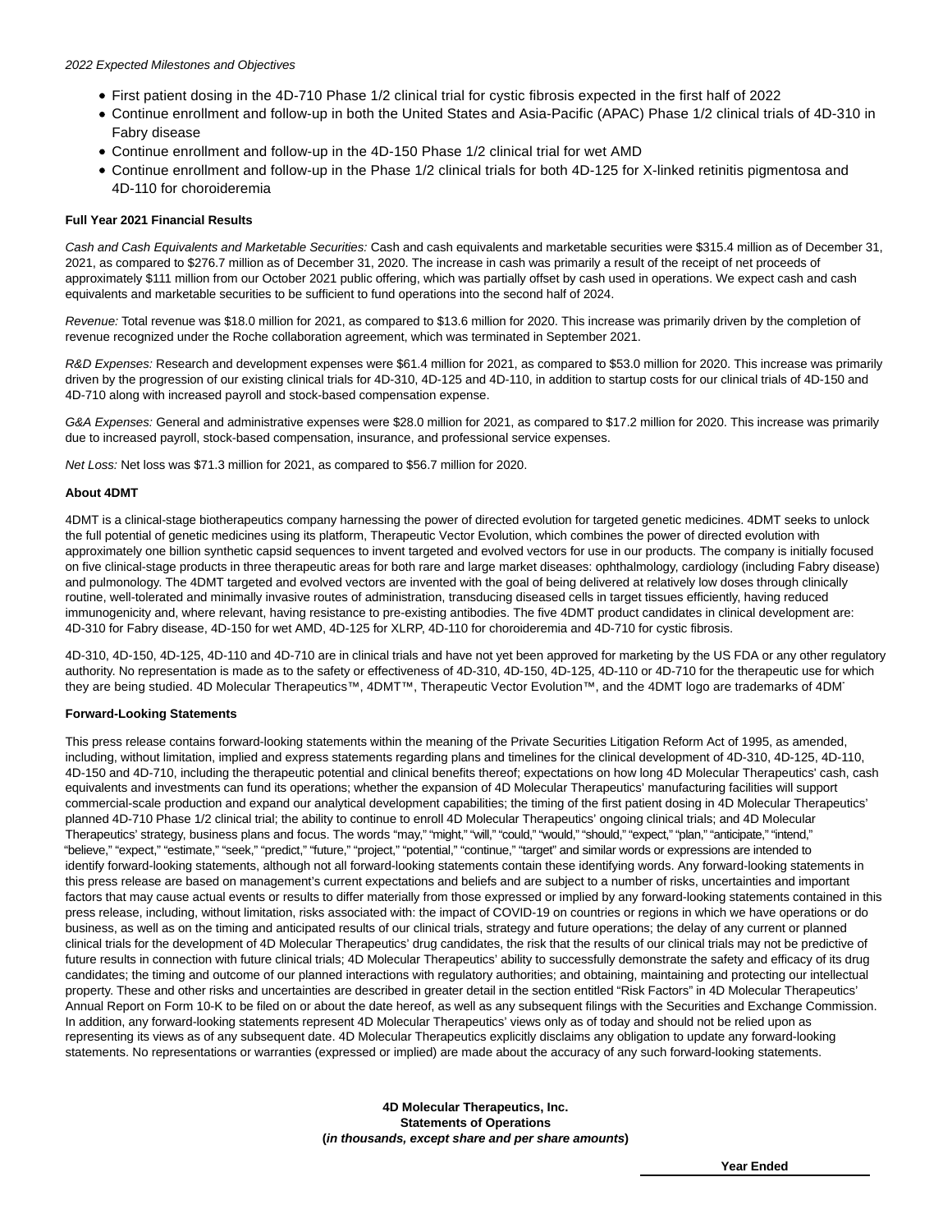*2022 Expected Milestones and Objectives*

- First patient dosing in the 4D-710 Phase 1/2 clinical trial for cystic fibrosis expected in the first half of 2022
- Continue enrollment and follow-up in both the United States and Asia-Pacific (APAC) Phase 1/2 clinical trials of 4D-310 in Fabry disease
- Continue enrollment and follow-up in the 4D-150 Phase 1/2 clinical trial for wet AMD
- Continue enrollment and follow-up in the Phase 1/2 clinical trials for both 4D-125 for X-linked retinitis pigmentosa and 4D-110 for choroideremia

**Full Year 2021 Financial Results**

*Cash and Cash Equivalents and Marketable Securities:* Cash and cash equivalents and marketable securities were $315.4 million as of December 31, 2021, as compared to $276.7 million as of December 31, 2020. The increase in cash was primarily a result of the receipt of net proceeds of approximately $111 million from our October 2021 public offering, which was partially offset by cash used in operations. We expect cash and cash equivalents and marketable securities to be sufficient to fund operations into the second half of 2024.

*Revenue:* Total revenue was $18.0 million for 2021, as compared to $13.6 million for 2020. This increase was primarily driven by the completion of revenue recognized under the Roche collaboration agreement, which was terminated in September 2021.

*R&D Expenses:* Research and development expenses were $61.4 million for 2021, as compared to $53.0 million for 2020. This increase was primarily driven by the progression of our existing clinical trials for 4D-310, 4D-125 and 4D-110, in addition to startup costs for our clinical trials of 4D-150 and 4D-710 along with increased payroll and stock-based compensation expense.

*G&A Expenses:* General and administrative expenses were $28.0 million for 2021, as compared to $17.2 million for 2020. This increase was primarily due to increased payroll, stock-based compensation, insurance, and professional service expenses.

*Net Loss:* Net loss was $71.3 million for 2021, as compared to $56.7 million for 2020.

**About 4DMT**

4DMT is a clinical-stage biotherapeutics company harnessing the power of directed evolution for targeted genetic medicines. 4DMT seeks to unlock the full potential of genetic medicines using its platform, Therapeutic Vector Evolution, which combines the power of directed evolution with approximately one billion synthetic capsid sequences to invent targeted and evolved vectors for use in our products. The company is initially focused on five clinical-stage products in three therapeutic areas for both rare and large market diseases: ophthalmology, cardiology (including Fabry disease) and pulmonology. The 4DMT targeted and evolved vectors are invented with the goal of being delivered at relatively low doses through clinically routine, well-tolerated and minimally invasive routes of administration, transducing diseased cells in target tissues efficiently, having reduced immunogenicity and, where relevant, having resistance to pre-existing antibodies. The five 4DMT product candidates in clinical development are: 4D-310 for Fabry disease, 4D-150 for wet AMD, 4D-125 for XLRP, 4D-110 for choroideremia and 4D-710 for cystic fibrosis.

4D-310, 4D-150, 4D-125, 4D-110 and 4D-710 are in clinical trials and have not yet been approved for marketing by the US FDA or any other regulatory authority. No representation is made as to the safety or effectiveness of 4D-310, 4D-150, 4D-125, 4D-110 or 4D-710 for the therapeutic use for which they are being studied. 4D Molecular Therapeutics™, 4DMT™, Therapeutic Vector Evolution™, and the 4DMT logo are trademarks of 4DMT.

**Forward-Looking Statements**

This press release contains forward-looking statements within the meaning of the Private Securities Litigation Reform Act of 1995, as amended, including, without limitation, implied and express statements regarding plans and timelines for the clinical development of 4D-310, 4D-125, 4D-110, 4D-150 and 4D-710, including the therapeutic potential and clinical benefits thereof; expectations on how long 4D Molecular Therapeutics' cash, cash equivalents and investments can fund its operations; whether the expansion of 4D Molecular Therapeutics' manufacturing facilities will support commercial-scale production and expand our analytical development capabilities; the timing of the first patient dosing in 4D Molecular Therapeutics' planned 4D-710 Phase 1/2 clinical trial; the ability to continue to enroll 4D Molecular Therapeutics' ongoing clinical trials; and 4D Molecular Therapeutics' strategy, business plans and focus. The words "may," "might," "will," "could," "would," "should," "expect," "plan," "anticipate," "intend," "believe," "expect," "estimate," "seek," "predict," "future," "project," "potential," "continue," "target" and similar words or expressions are intended to identify forward-looking statements, although not all forward-looking statements contain these identifying words. Any forward-looking statements in this press release are based on management's current expectations and beliefs and are subject to a number of risks, uncertainties and important factors that may cause actual events or results to differ materially from those expressed or implied by any forward-looking statements contained in this press release, including, without limitation, risks associated with: the impact of COVID-19 on countries or regions in which we have operations or do business, as well as on the timing and anticipated results of our clinical trials, strategy and future operations; the delay of any current or planned clinical trials for the development of 4D Molecular Therapeutics' drug candidates, the risk that the results of our clinical trials may not be predictive of future results in connection with future clinical trials; 4D Molecular Therapeutics' ability to successfully demonstrate the safety and efficacy of its drug candidates; the timing and outcome of our planned interactions with regulatory authorities; and obtaining, maintaining and protecting our intellectual property. These and other risks and uncertainties are described in greater detail in the section entitled "Risk Factors" in 4D Molecular Therapeutics' Annual Report on Form 10-K to be filed on or about the date hereof, as well as any subsequent filings with the Securities and Exchange Commission. In addition, any forward-looking statements represent 4D Molecular Therapeutics' views only as of today and should not be relied upon as representing its views as of any subsequent date. 4D Molecular Therapeutics explicitly disclaims any obligation to update any forward-looking statements. No representations or warranties (expressed or implied) are made about the accuracy of any such forward-looking statements.

**4D Molecular Therapeutics, Inc.**
**Statements of Operations**
**(*in thousands, except share and per share amounts*)**

| | Year Ended |
|---|---|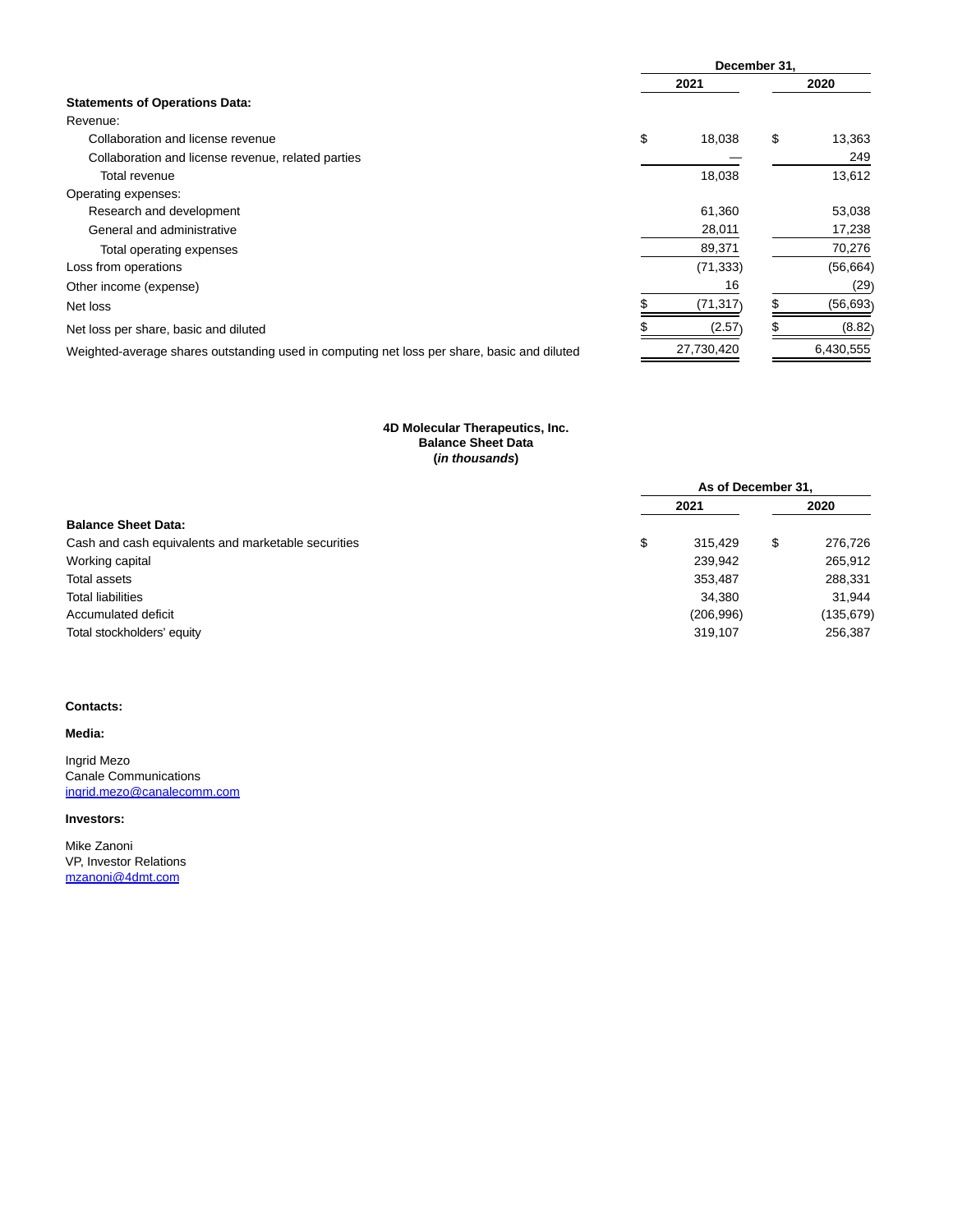| | December 31, | |
|---|---|---|
| | 2021 | 2020 |
| **Statements of Operations Data:** | | |
| Revenue: | | |
| Collaboration and license revenue | $ 18,038 | $ 13,363 |
| Collaboration and license revenue, related parties | — | 249 |
| Total revenue | 18,038 | 13,612 |
| Operating expenses: | | |
| Research and development | 61,360 | 53,038 |
| General and administrative | 28,011 | 17,238 |
| Total operating expenses | 89,371 | 70,276 |
| Loss from operations | (71,333) | (56,664) |
| Other income (expense) | 16 | (29) |
| Net loss | $ (71,317) | $ (56,693) |
| Net loss per share, basic and diluted | $ (2.57) | $ (8.82) |
| Weighted-average shares outstanding used in computing net loss per share, basic and diluted | 27,730,420 | 6,430,555 |

**4D Molecular Therapeutics, Inc.**
**Balance Sheet Data**
**(*in thousands*)**

| | As of December 31, | |
|---|---|---|
| | 2021 | 2020 |
| **Balance Sheet Data:** | | |
| Cash and cash equivalents and marketable securities | $ 315,429 | $ 276,726 |
| Working capital | 239,942 | 265,912 |
| Total assets | 353,487 | 288,331 |
| Total liabilities | 34,380 | 31,944 |
| Accumulated deficit | (206,996) | (135,679) |
| Total stockholders' equity | 319,107 | 256,387 |

**Contacts:**

**Media:**

Ingrid Mezo
Canale Communications
ingrid.mezo@canalecomm.com

**Investors:**

Mike Zanoni
VP, Investor Relations
mzanoni@4dmt.com